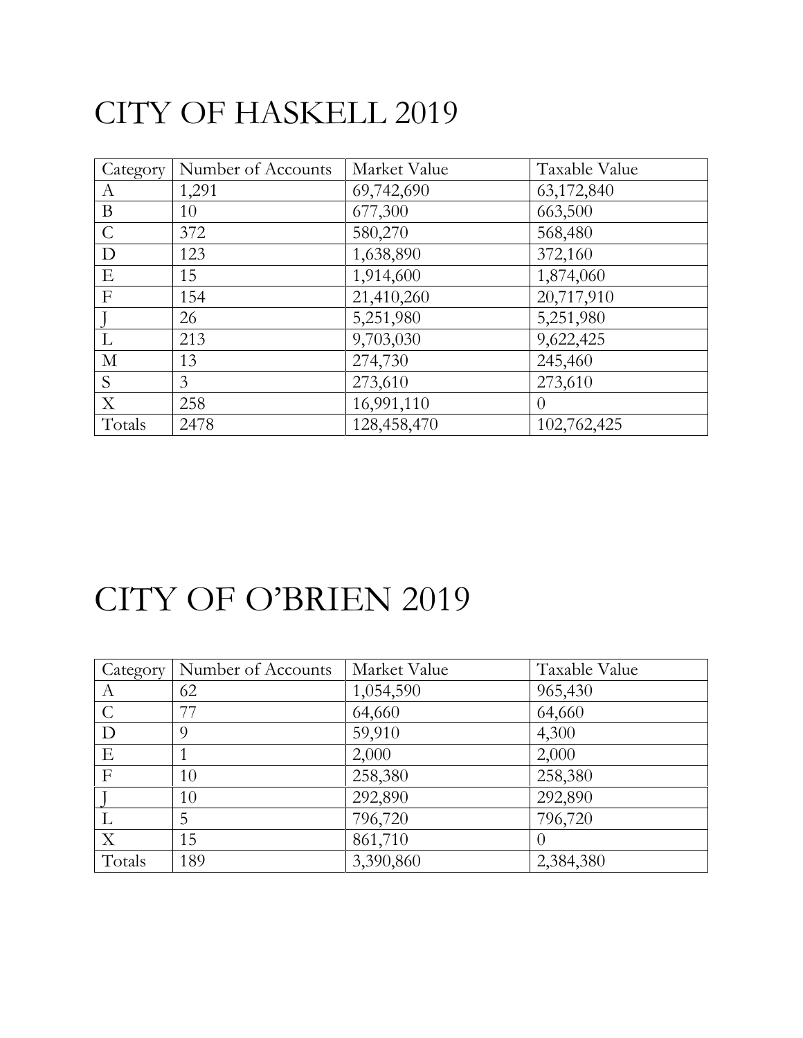# CITY OF HASKELL 2019

| Category | Number of Accounts | Market Value | Taxable Value |
|---|---|---|---|
| A | 1,291 | 69,742,690 | 63,172,840 |
| B | 10 | 677,300 | 663,500 |
| C | 372 | 580,270 | 568,480 |
| D | 123 | 1,638,890 | 372,160 |
| E | 15 | 1,914,600 | 1,874,060 |
| F | 154 | 21,410,260 | 20,717,910 |
| J | 26 | 5,251,980 | 5,251,980 |
| L | 213 | 9,703,030 | 9,622,425 |
| M | 13 | 274,730 | 245,460 |
| S | 3 | 273,610 | 273,610 |
| X | 258 | 16,991,110 | 0 |
| Totals | 2478 | 128,458,470 | 102,762,425 |

# CITY OF O'BRIEN 2019

| Category | Number of Accounts | Market Value | Taxable Value |
|---|---|---|---|
| A | 62 | 1,054,590 | 965,430 |
| C | 77 | 64,660 | 64,660 |
| D | 9 | 59,910 | 4,300 |
| E | 1 | 2,000 | 2,000 |
| F | 10 | 258,380 | 258,380 |
| J | 10 | 292,890 | 292,890 |
| L | 5 | 796,720 | 796,720 |
| X | 15 | 861,710 | 0 |
| Totals | 189 | 3,390,860 | 2,384,380 |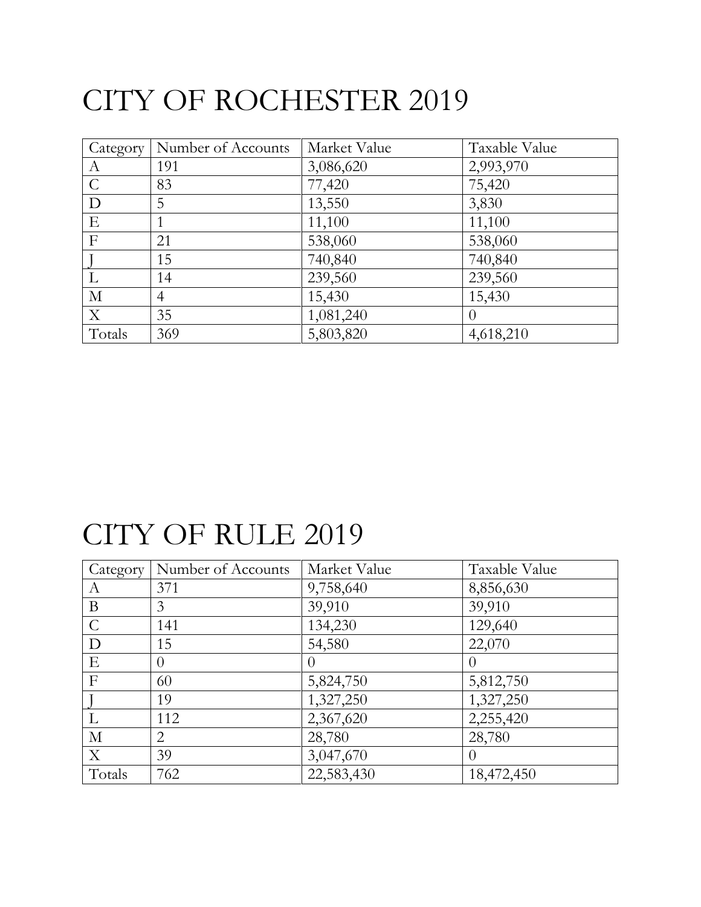# CITY OF ROCHESTER 2019

| Category | Number of Accounts | Market Value | Taxable Value |
|---|---|---|---|
| A | 191 | 3,086,620 | 2,993,970 |
| C | 83 | 77,420 | 75,420 |
| D | 5 | 13,550 | 3,830 |
| E | 1 | 11,100 | 11,100 |
| F | 21 | 538,060 | 538,060 |
| J | 15 | 740,840 | 740,840 |
| L | 14 | 239,560 | 239,560 |
| M | 4 | 15,430 | 15,430 |
| X | 35 | 1,081,240 | 0 |
| Totals | 369 | 5,803,820 | 4,618,210 |

# CITY OF RULE 2019

| Category | Number of Accounts | Market Value | Taxable Value |
|---|---|---|---|
| A | 371 | 9,758,640 | 8,856,630 |
| B | 3 | 39,910 | 39,910 |
| C | 141 | 134,230 | 129,640 |
| D | 15 | 54,580 | 22,070 |
| E | 0 | 0 | 0 |
| F | 60 | 5,824,750 | 5,812,750 |
| J | 19 | 1,327,250 | 1,327,250 |
| L | 112 | 2,367,620 | 2,255,420 |
| M | 2 | 28,780 | 28,780 |
| X | 39 | 3,047,670 | 0 |
| Totals | 762 | 22,583,430 | 18,472,450 |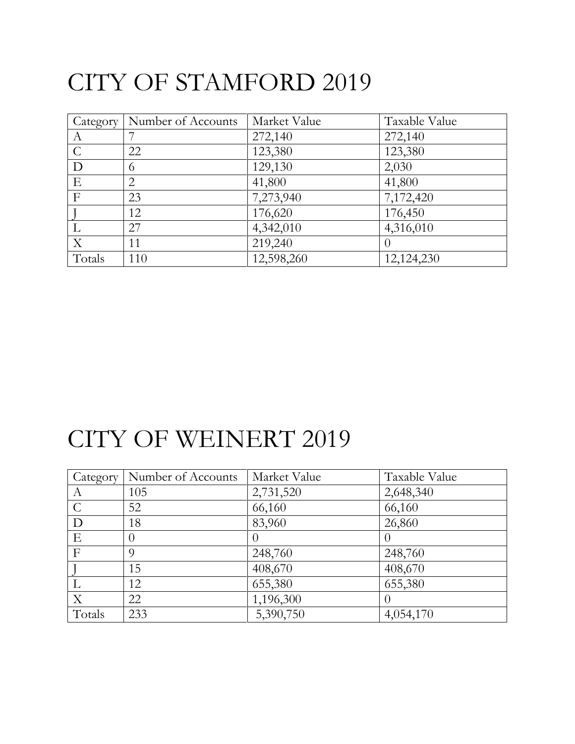# CITY OF STAMFORD 2019

| Category | Number of Accounts | Market Value | Taxable Value |
|---|---|---|---|
| A | 7 | 272,140 | 272,140 |
| C | 22 | 123,380 | 123,380 |
| D | 6 | 129,130 | 2,030 |
| E | 2 | 41,800 | 41,800 |
| F | 23 | 7,273,940 | 7,172,420 |
| J | 12 | 176,620 | 176,450 |
| L | 27 | 4,342,010 | 4,316,010 |
| X | 11 | 219,240 | 0 |
| Totals | 110 | 12,598,260 | 12,124,230 |

# CITY OF WEINERT 2019

| Category | Number of Accounts | Market Value | Taxable Value |
|---|---|---|---|
| A | 105 | 2,731,520 | 2,648,340 |
| C | 52 | 66,160 | 66,160 |
| D | 18 | 83,960 | 26,860 |
| E | 0 | 0 | 0 |
| F | 9 | 248,760 | 248,760 |
| J | 15 | 408,670 | 408,670 |
| L | 12 | 655,380 | 655,380 |
| X | 22 | 1,196,300 | 0 |
| Totals | 233 | 5,390,750 | 4,054,170 |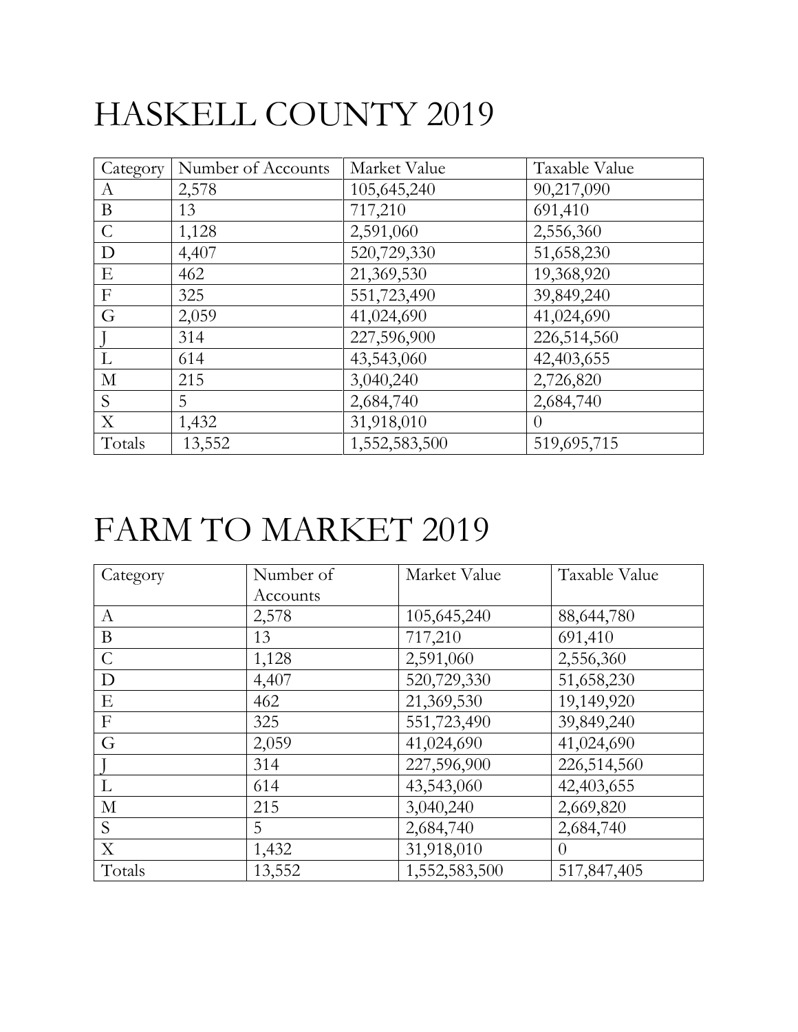# HASKELL COUNTY 2019

| Category | Number of Accounts | Market Value | Taxable Value |
|---|---|---|---|
| A | 2,578 | 105,645,240 | 90,217,090 |
| B | 13 | 717,210 | 691,410 |
| C | 1,128 | 2,591,060 | 2,556,360 |
| D | 4,407 | 520,729,330 | 51,658,230 |
| E | 462 | 21,369,530 | 19,368,920 |
| F | 325 | 551,723,490 | 39,849,240 |
| G | 2,059 | 41,024,690 | 41,024,690 |
| J | 314 | 227,596,900 | 226,514,560 |
| L | 614 | 43,543,060 | 42,403,655 |
| M | 215 | 3,040,240 | 2,726,820 |
| S | 5 | 2,684,740 | 2,684,740 |
| X | 1,432 | 31,918,010 | 0 |
| Totals | 13,552 | 1,552,583,500 | 519,695,715 |

# FARM TO MARKET 2019

| Category | Number of Accounts | Market Value | Taxable Value |
|---|---|---|---|
| A | 2,578 | 105,645,240 | 88,644,780 |
| B | 13 | 717,210 | 691,410 |
| C | 1,128 | 2,591,060 | 2,556,360 |
| D | 4,407 | 520,729,330 | 51,658,230 |
| E | 462 | 21,369,530 | 19,149,920 |
| F | 325 | 551,723,490 | 39,849,240 |
| G | 2,059 | 41,024,690 | 41,024,690 |
| J | 314 | 227,596,900 | 226,514,560 |
| L | 614 | 43,543,060 | 42,403,655 |
| M | 215 | 3,040,240 | 2,669,820 |
| S | 5 | 2,684,740 | 2,684,740 |
| X | 1,432 | 31,918,010 | 0 |
| Totals | 13,552 | 1,552,583,500 | 517,847,405 |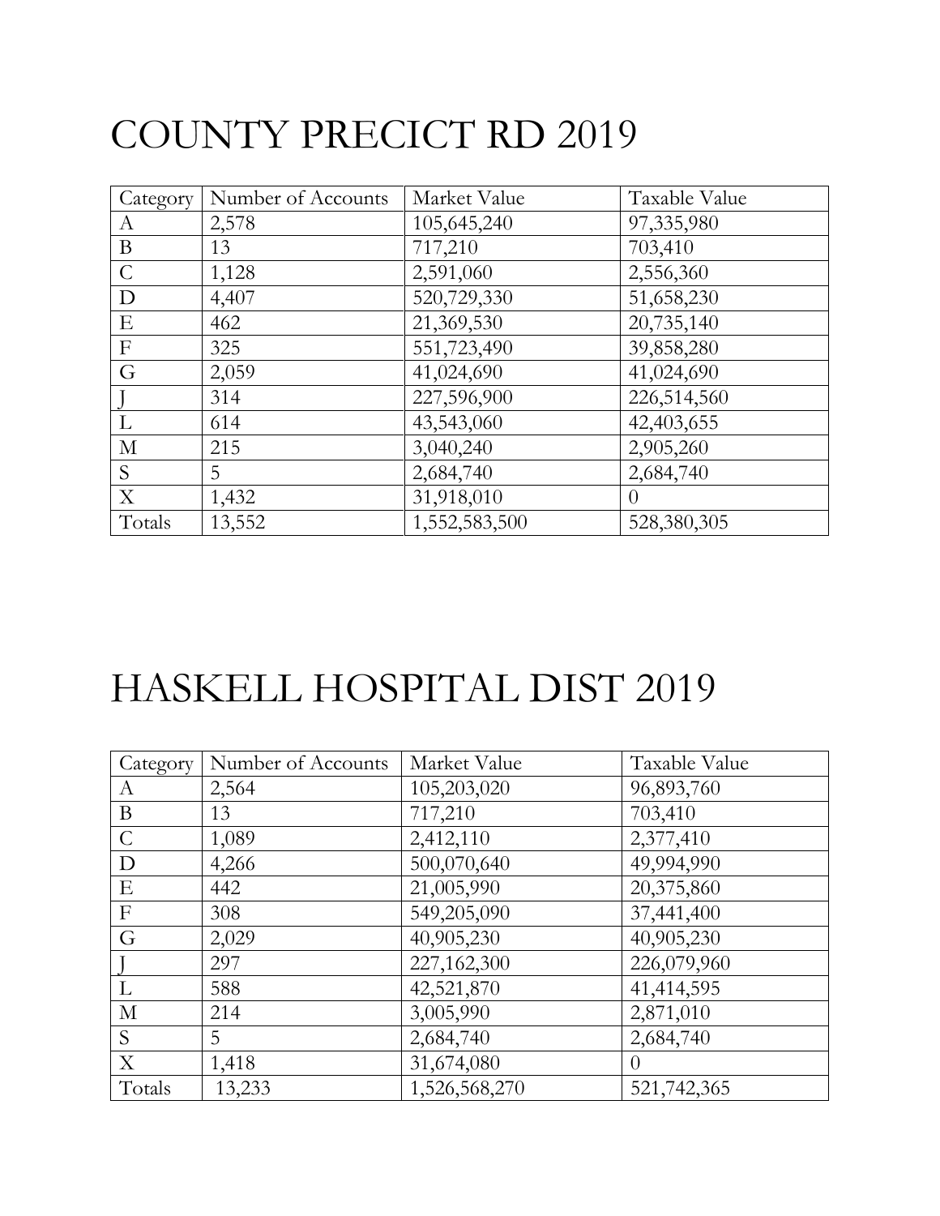# COUNTY PRECICT RD 2019

| Category | Number of Accounts | Market Value | Taxable Value |
|---|---|---|---|
| A | 2,578 | 105,645,240 | 97,335,980 |
| B | 13 | 717,210 | 703,410 |
| C | 1,128 | 2,591,060 | 2,556,360 |
| D | 4,407 | 520,729,330 | 51,658,230 |
| E | 462 | 21,369,530 | 20,735,140 |
| F | 325 | 551,723,490 | 39,858,280 |
| G | 2,059 | 41,024,690 | 41,024,690 |
| J | 314 | 227,596,900 | 226,514,560 |
| L | 614 | 43,543,060 | 42,403,655 |
| M | 215 | 3,040,240 | 2,905,260 |
| S | 5 | 2,684,740 | 2,684,740 |
| X | 1,432 | 31,918,010 | 0 |
| Totals | 13,552 | 1,552,583,500 | 528,380,305 |

# HASKELL HOSPITAL DIST 2019

| Category | Number of Accounts | Market Value | Taxable Value |
|---|---|---|---|
| A | 2,564 | 105,203,020 | 96,893,760 |
| B | 13 | 717,210 | 703,410 |
| C | 1,089 | 2,412,110 | 2,377,410 |
| D | 4,266 | 500,070,640 | 49,994,990 |
| E | 442 | 21,005,990 | 20,375,860 |
| F | 308 | 549,205,090 | 37,441,400 |
| G | 2,029 | 40,905,230 | 40,905,230 |
| J | 297 | 227,162,300 | 226,079,960 |
| L | 588 | 42,521,870 | 41,414,595 |
| M | 214 | 3,005,990 | 2,871,010 |
| S | 5 | 2,684,740 | 2,684,740 |
| X | 1,418 | 31,674,080 | 0 |
| Totals | 13,233 | 1,526,568,270 | 521,742,365 |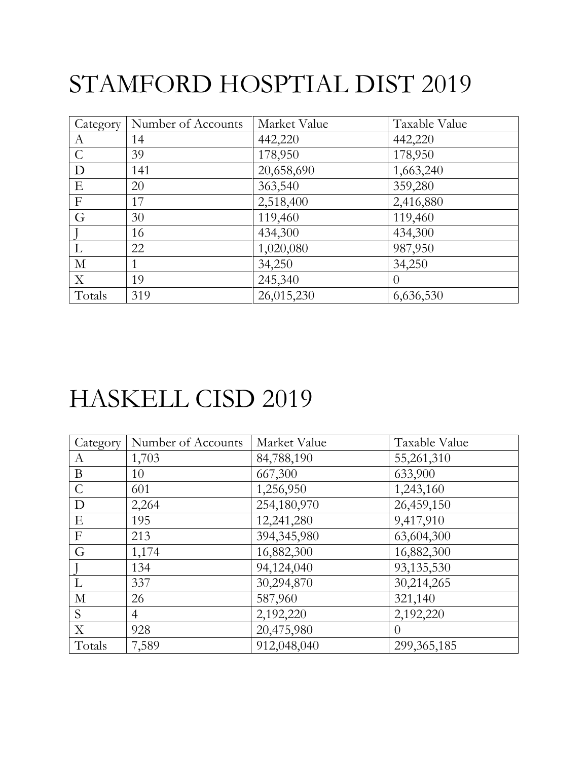# STAMFORD HOSPTIAL DIST 2019

| Category | Number of Accounts | Market Value | Taxable Value |
|---|---|---|---|
| A | 14 | 442,220 | 442,220 |
| C | 39 | 178,950 | 178,950 |
| D | 141 | 20,658,690 | 1,663,240 |
| E | 20 | 363,540 | 359,280 |
| F | 17 | 2,518,400 | 2,416,880 |
| G | 30 | 119,460 | 119,460 |
| J | 16 | 434,300 | 434,300 |
| L | 22 | 1,020,080 | 987,950 |
| M | 1 | 34,250 | 34,250 |
| X | 19 | 245,340 | 0 |
| Totals | 319 | 26,015,230 | 6,636,530 |

# HASKELL CISD 2019

| Category | Number of Accounts | Market Value | Taxable Value |
|---|---|---|---|
| A | 1,703 | 84,788,190 | 55,261,310 |
| B | 10 | 667,300 | 633,900 |
| C | 601 | 1,256,950 | 1,243,160 |
| D | 2,264 | 254,180,970 | 26,459,150 |
| E | 195 | 12,241,280 | 9,417,910 |
| F | 213 | 394,345,980 | 63,604,300 |
| G | 1,174 | 16,882,300 | 16,882,300 |
| J | 134 | 94,124,040 | 93,135,530 |
| L | 337 | 30,294,870 | 30,214,265 |
| M | 26 | 587,960 | 321,140 |
| S | 4 | 2,192,220 | 2,192,220 |
| X | 928 | 20,475,980 | 0 |
| Totals | 7,589 | 912,048,040 | 299,365,185 |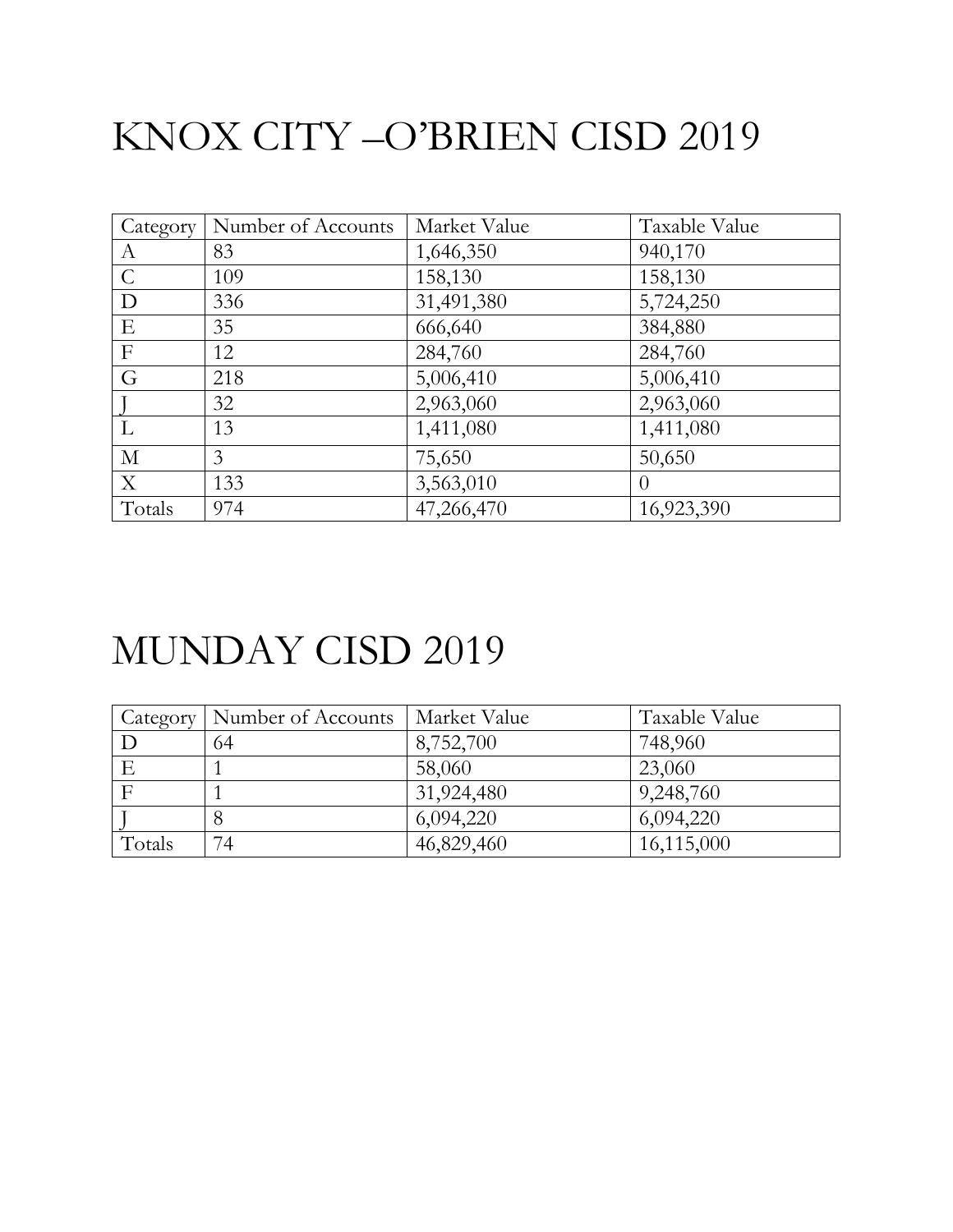# KNOX CITY –O'BRIEN CISD 2019

| Category | Number of Accounts | Market Value | Taxable Value |
|---|---|---|---|
| A | 83 | 1,646,350 | 940,170 |
| C | 109 | 158,130 | 158,130 |
| D | 336 | 31,491,380 | 5,724,250 |
| E | 35 | 666,640 | 384,880 |
| F | 12 | 284,760 | 284,760 |
| G | 218 | 5,006,410 | 5,006,410 |
| J | 32 | 2,963,060 | 2,963,060 |
| L | 13 | 1,411,080 | 1,411,080 |
| M | 3 | 75,650 | 50,650 |
| X | 133 | 3,563,010 | 0 |
| Totals | 974 | 47,266,470 | 16,923,390 |

# MUNDAY CISD 2019

| Category | Number of Accounts | Market Value | Taxable Value |
|---|---|---|---|
| D | 64 | 8,752,700 | 748,960 |
| E | 1 | 58,060 | 23,060 |
| F | 1 | 31,924,480 | 9,248,760 |
| J | 8 | 6,094,220 | 6,094,220 |
| Totals | 74 | 46,829,460 | 16,115,000 |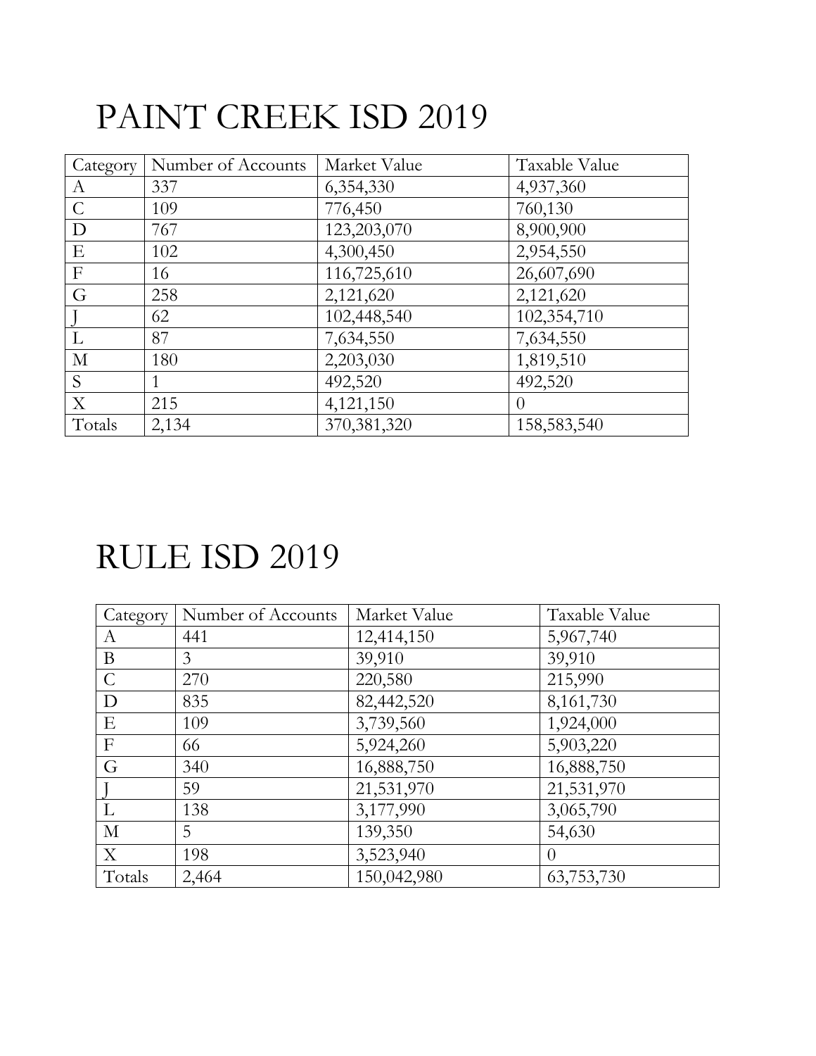# PAINT CREEK ISD 2019

| Category | Number of Accounts | Market Value | Taxable Value |
|---|---|---|---|
| A | 337 | 6,354,330 | 4,937,360 |
| C | 109 | 776,450 | 760,130 |
| D | 767 | 123,203,070 | 8,900,900 |
| E | 102 | 4,300,450 | 2,954,550 |
| F | 16 | 116,725,610 | 26,607,690 |
| G | 258 | 2,121,620 | 2,121,620 |
| J | 62 | 102,448,540 | 102,354,710 |
| L | 87 | 7,634,550 | 7,634,550 |
| M | 180 | 2,203,030 | 1,819,510 |
| S | 1 | 492,520 | 492,520 |
| X | 215 | 4,121,150 | 0 |
| Totals | 2,134 | 370,381,320 | 158,583,540 |

# RULE ISD 2019

| Category | Number of Accounts | Market Value | Taxable Value |
|---|---|---|---|
| A | 441 | 12,414,150 | 5,967,740 |
| B | 3 | 39,910 | 39,910 |
| C | 270 | 220,580 | 215,990 |
| D | 835 | 82,442,520 | 8,161,730 |
| E | 109 | 3,739,560 | 1,924,000 |
| F | 66 | 5,924,260 | 5,903,220 |
| G | 340 | 16,888,750 | 16,888,750 |
| J | 59 | 21,531,970 | 21,531,970 |
| L | 138 | 3,177,990 | 3,065,790 |
| M | 5 | 139,350 | 54,630 |
| X | 198 | 3,523,940 | 0 |
| Totals | 2,464 | 150,042,980 | 63,753,730 |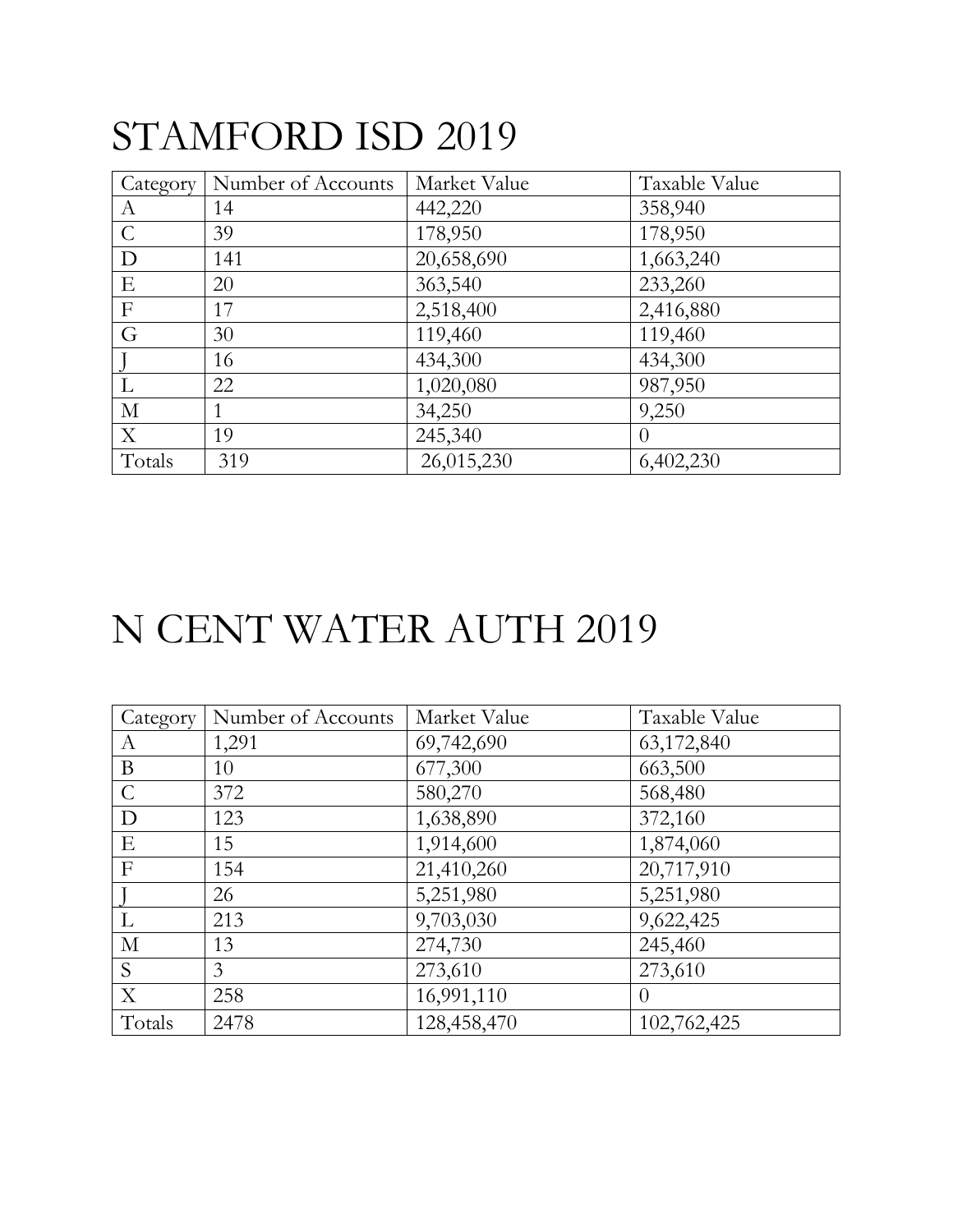# STAMFORD ISD 2019

| Category | Number of Accounts | Market Value | Taxable Value |
|---|---|---|---|
| A | 14 | 442,220 | 358,940 |
| C | 39 | 178,950 | 178,950 |
| D | 141 | 20,658,690 | 1,663,240 |
| E | 20 | 363,540 | 233,260 |
| F | 17 | 2,518,400 | 2,416,880 |
| G | 30 | 119,460 | 119,460 |
| J | 16 | 434,300 | 434,300 |
| L | 22 | 1,020,080 | 987,950 |
| M | 1 | 34,250 | 9,250 |
| X | 19 | 245,340 | 0 |
| Totals | 319 | 26,015,230 | 6,402,230 |

# N CENT WATER AUTH 2019

| Category | Number of Accounts | Market Value | Taxable Value |
|---|---|---|---|
| A | 1,291 | 69,742,690 | 63,172,840 |
| B | 10 | 677,300 | 663,500 |
| C | 372 | 580,270 | 568,480 |
| D | 123 | 1,638,890 | 372,160 |
| E | 15 | 1,914,600 | 1,874,060 |
| F | 154 | 21,410,260 | 20,717,910 |
| J | 26 | 5,251,980 | 5,251,980 |
| L | 213 | 9,703,030 | 9,622,425 |
| M | 13 | 274,730 | 245,460 |
| S | 3 | 273,610 | 273,610 |
| X | 258 | 16,991,110 | 0 |
| Totals | 2478 | 128,458,470 | 102,762,425 |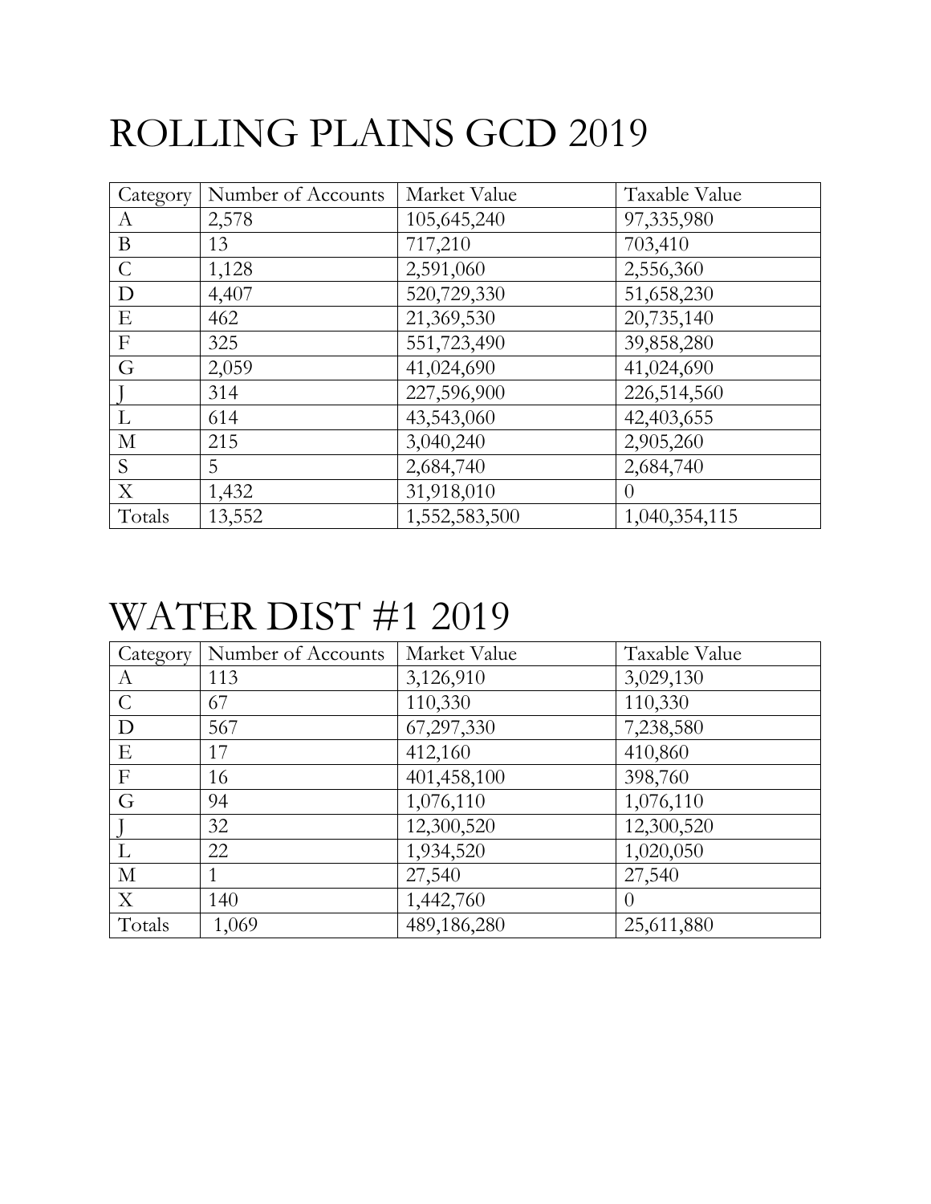# ROLLING PLAINS GCD 2019

| Category | Number of Accounts | Market Value | Taxable Value |
|---|---|---|---|
| A | 2,578 | 105,645,240 | 97,335,980 |
| B | 13 | 717,210 | 703,410 |
| C | 1,128 | 2,591,060 | 2,556,360 |
| D | 4,407 | 520,729,330 | 51,658,230 |
| E | 462 | 21,369,530 | 20,735,140 |
| F | 325 | 551,723,490 | 39,858,280 |
| G | 2,059 | 41,024,690 | 41,024,690 |
| J | 314 | 227,596,900 | 226,514,560 |
| L | 614 | 43,543,060 | 42,403,655 |
| M | 215 | 3,040,240 | 2,905,260 |
| S | 5 | 2,684,740 | 2,684,740 |
| X | 1,432 | 31,918,010 | 0 |
| Totals | 13,552 | 1,552,583,500 | 1,040,354,115 |

# WATER DIST #1 2019

| Category | Number of Accounts | Market Value | Taxable Value |
|---|---|---|---|
| A | 113 | 3,126,910 | 3,029,130 |
| C | 67 | 110,330 | 110,330 |
| D | 567 | 67,297,330 | 7,238,580 |
| E | 17 | 412,160 | 410,860 |
| F | 16 | 401,458,100 | 398,760 |
| G | 94 | 1,076,110 | 1,076,110 |
| J | 32 | 12,300,520 | 12,300,520 |
| L | 22 | 1,934,520 | 1,020,050 |
| M | 1 | 27,540 | 27,540 |
| X | 140 | 1,442,760 | 0 |
| Totals | 1,069 | 489,186,280 | 25,611,880 |